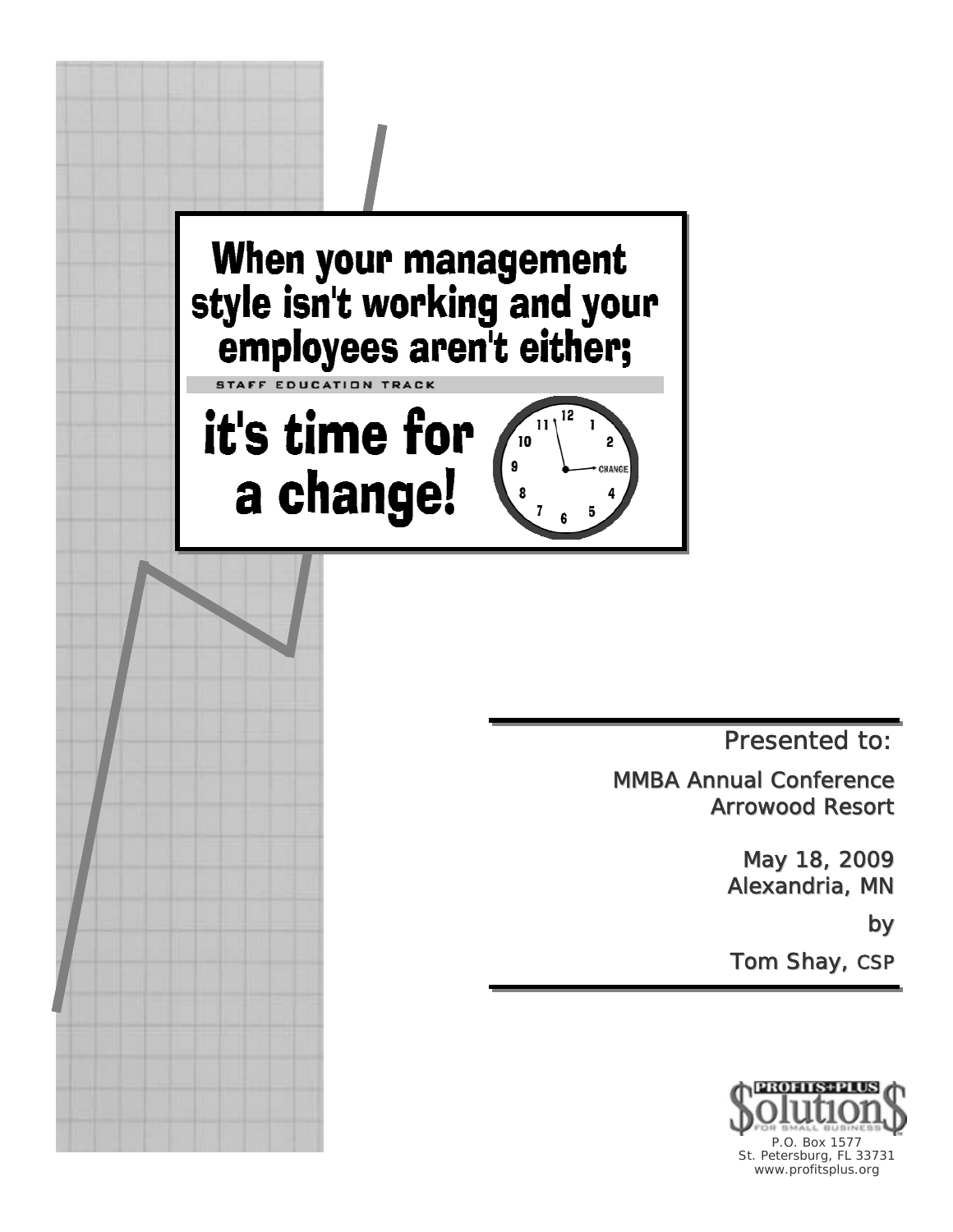# When your management style isn't working and your employees aren't either;

STAFF EDUCATION TRACK

# it's time for a change!

Presented to:

MMBA Annual Conference
Arrowood Resort

May 18, 2009
Alexandria, MN

by

Tom Shay, CSP

PROFITS+PLUS Solutions FOR SMALL BUSINESS

P.O. Box 1577
St. Petersburg, FL 33731
www.profitsplus.org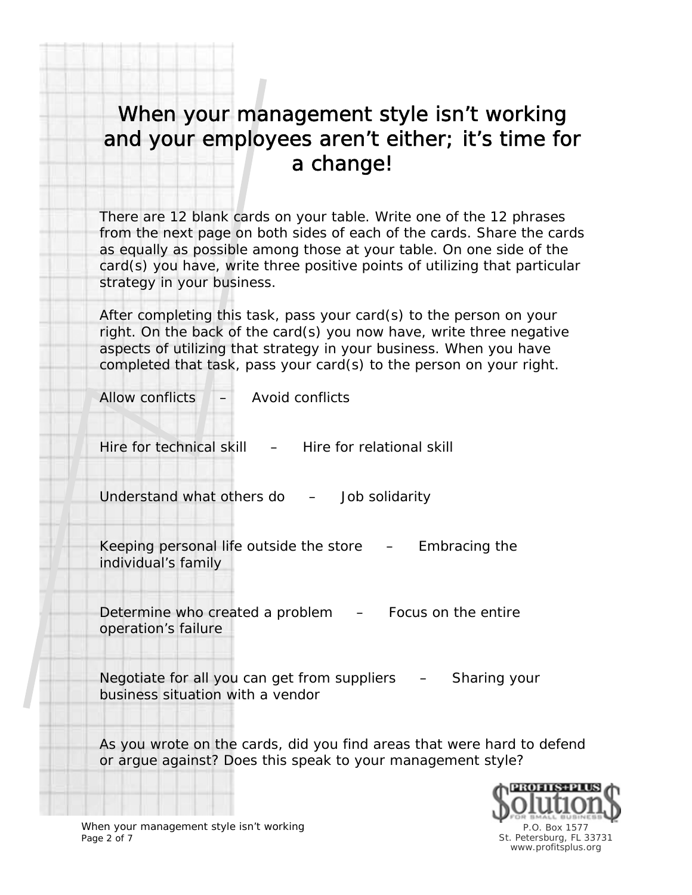# When your management style isn't working and your employees aren't either; it's time for a change!

There are 12 blank cards on your table. Write one of the 12 phrases from the next page on both sides of each of the cards. Share the cards as equally as possible among those at your table. On one side of the card(s) you have, write three positive points of utilizing that particular strategy in your business.

After completing this task, pass your card(s) to the person on your right. On the back of the card(s) you now have, write three negative aspects of utilizing that strategy in your business. When you have completed that task, pass your card(s) to the person on your right.

Allow conflicts – Avoid conflicts

Hire for technical skill – Hire for relational skill

Understand what others do – Job solidarity

Keeping personal life outside the store – Embracing the individual's family

Determine who created a problem – Focus on the entire operation's failure

Negotiate for all you can get from suppliers – Sharing your business situation with a vendor

As you wrote on the cards, did you find areas that were hard to defend or argue against? Does this speak to your management style?

PROFITS+PLUS Solution$ FOR SMALL BUSINESS
P.O. Box 1577
St. Petersburg, FL 33731
www.profitsplus.org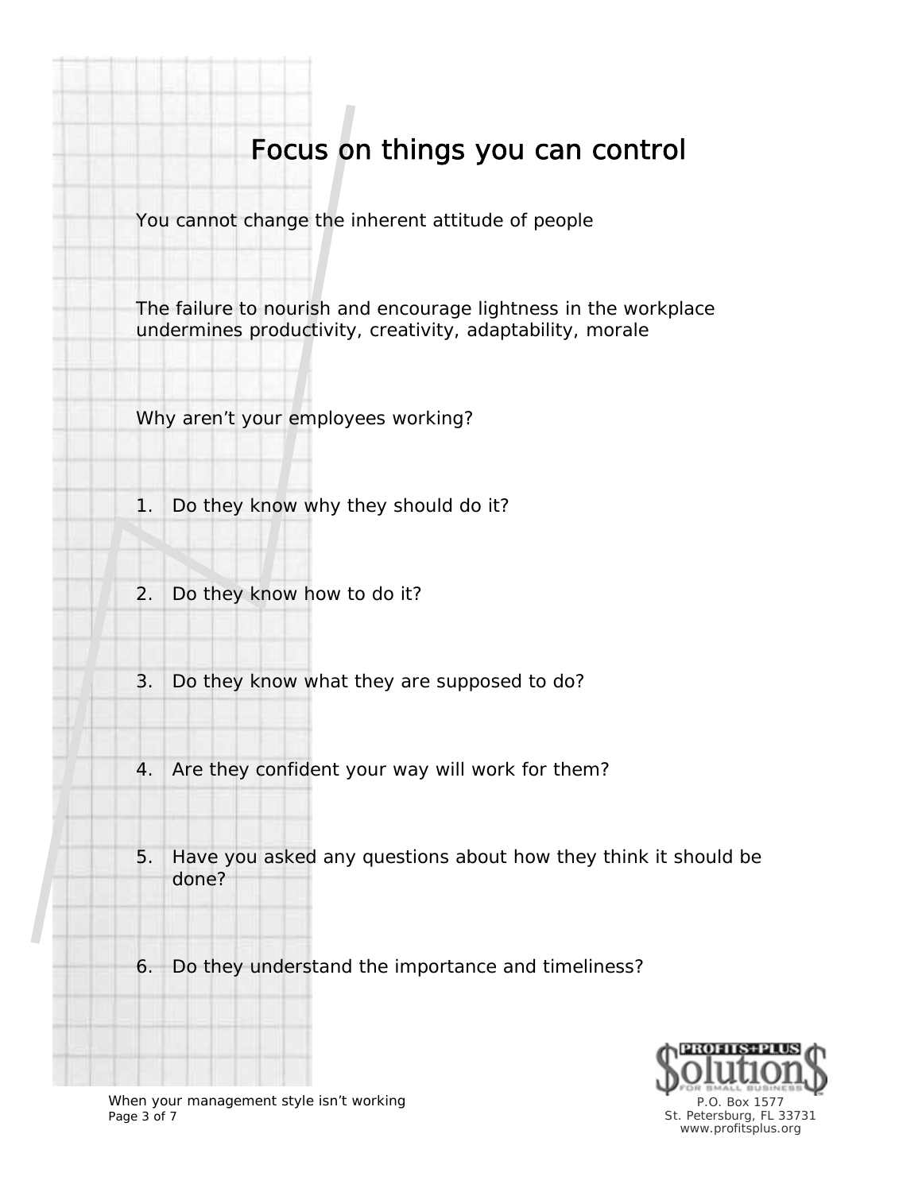# Focus on things you can control

You cannot change the inherent attitude of people

The failure to nourish and encourage lightness in the workplace undermines productivity, creativity, adaptability, morale

Why aren't your employees working?

1. Do they know why they should do it?

2. Do they know how to do it?

3. Do they know what they are supposed to do?

4. Are they confident your way will work for them?

5. Have you asked any questions about how they think it should be done?

6. Do they understand the importance and timeliness?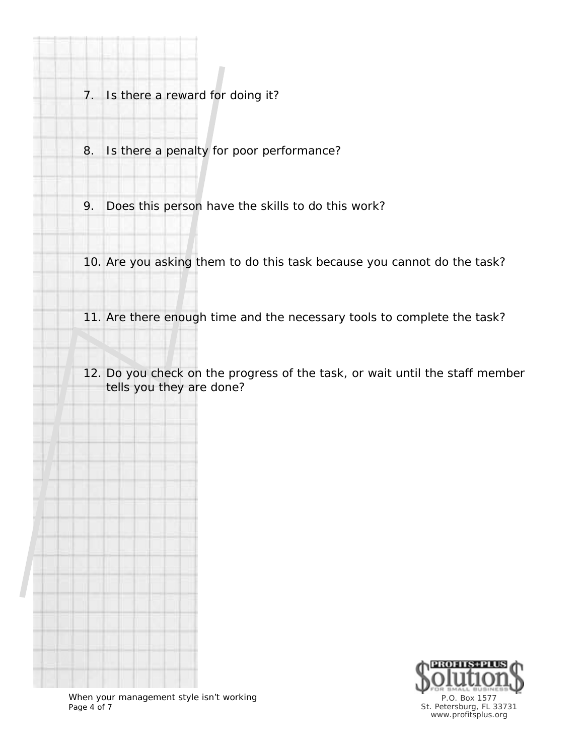7. Is there a reward for doing it?

8. Is there a penalty for poor performance?

9. Does this person have the skills to do this work?

10. Are you asking them to do this task because you cannot do the task?

11. Are there enough time and the necessary tools to complete the task?

12. Do you check on the progress of the task, or wait until the staff member tells you they are done?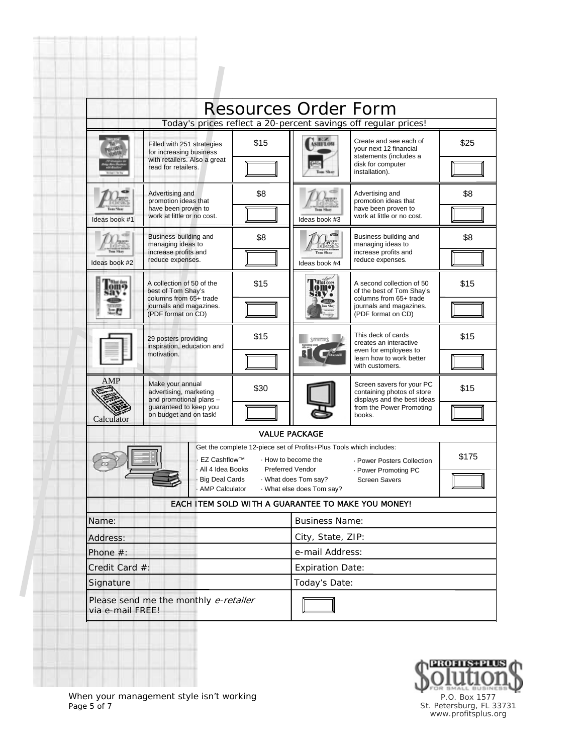# Resources Order Form

Today's prices reflect a 20-percent savings off regular prices!

| Item | Description | Price | Item | Description | Price |
|---|---|---|---|---|---|
| | Filled with 251 strategies for increasing business with retailers. Also a great read for retailers. | $15 | | Create and see each of your next 12 financial statements (includes a disk for computer installation). | $25 |
| Ideas book #1 | Advertising and promotion ideas that have been proven to work at little or no cost. | $8 | Ideas book #3 | Advertising and promotion ideas that have been proven to work at little or no cost. | $8 |
| Ideas book #2 | Business-building and managing ideas to increase profits and reduce expenses. | $8 | Ideas book #4 | Business-building and managing ideas to increase profits and reduce expenses. | $8 |
| | A collection of 50 of the best of Tom Shay's columns from 65+ trade journals and magazines. (PDF format on CD) | $15 | | A second collection of 50 of the best of Tom Shay's columns from 65+ trade journals and magazines. (PDF format on CD) | $15 |
| | 29 posters providing inspiration, education and motivation. | $15 | | This deck of cards creates an interactive even for employees to learn how to work better with customers. | $15 |
| AMP Calculator | Make your annual advertising, marketing and promotional plans – guaranteed to keep you on budget and on task! | $30 | | Screen savers for your PC containing photos of store displays and the best ideas from the Power Promoting books. | $15 |

## VALUE PACKAGE

Get the complete 12-piece set of Profits+Plus Tools which includes: — **$175**

- EZ Cashflow™
- All 4 Idea Books
- Big Deal Cards
- AMP Calculator
- How to become the Preferred Vendor
- What does Tom say?
- What else does Tom say?
- Power Posters Collection
- Power Promoting PC Screen Savers

**EACH ITEM SOLD WITH A GUARANTEE TO MAKE YOU MONEY!**

| | |
|---|---|
| Name: | Business Name: |
| Address: | City, State, ZIP: |
| Phone #: | e-mail Address: |
| Credit Card #: | Expiration Date: |
| Signature | Today's Date: |
| Please send me the monthly *e-retailer* via e-mail FREE! | |

Profits+Plus Solutions for Small Business
P.O. Box 1577
St. Petersburg, FL 33731
www.profitsplus.org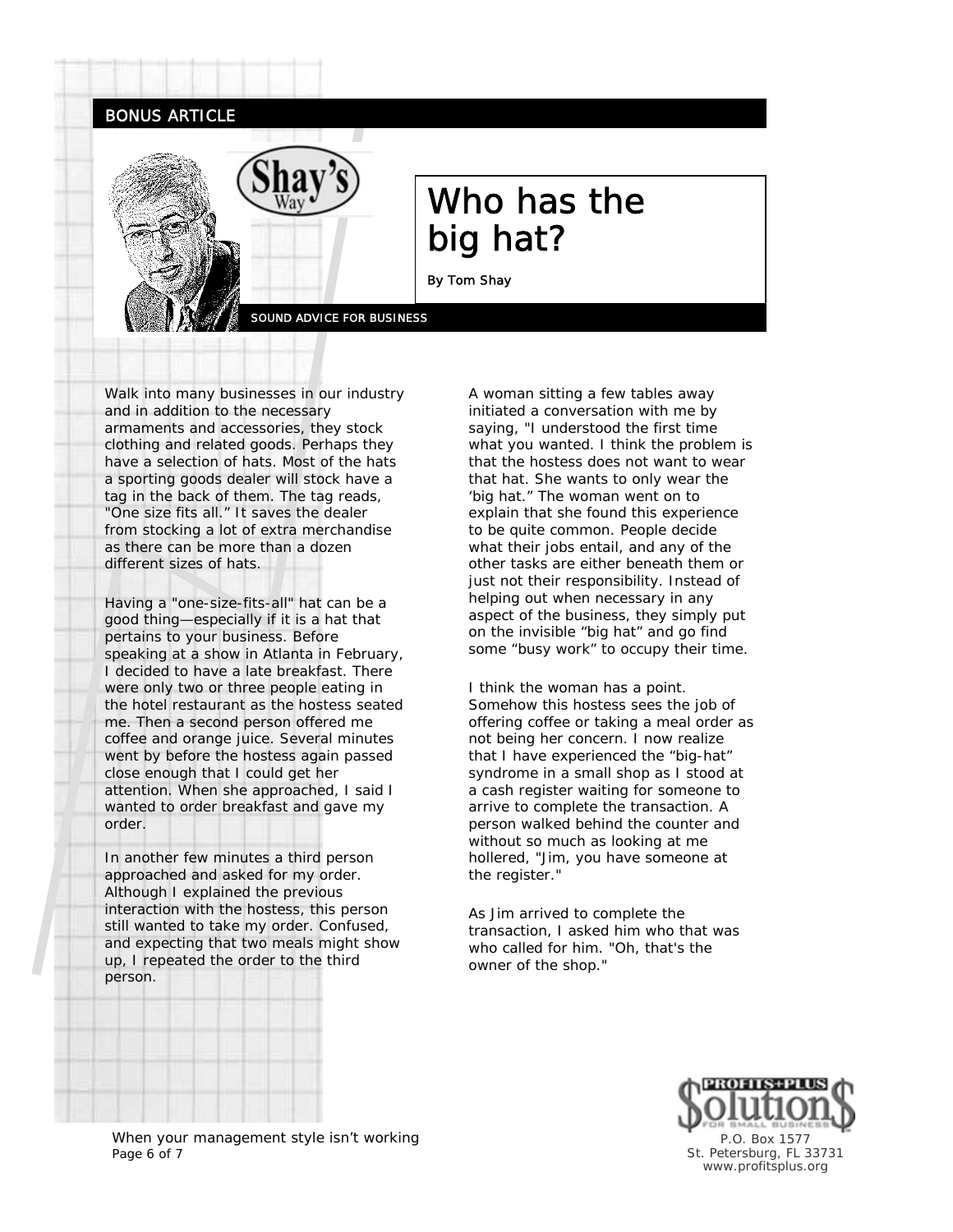BONUS ARTICLE

# Who has the big hat?

By Tom Shay

SOUND ADVICE FOR BUSINESS

Walk into many businesses in our industry and in addition to the necessary armaments and accessories, they stock clothing and related goods. Perhaps they have a selection of hats. Most of the hats a sporting goods dealer will stock have a tag in the back of them. The tag reads, "One size fits all." It saves the dealer from stocking a lot of extra merchandise as there can be more than a dozen different sizes of hats.

Having a "one-size-fits-all" hat can be a good thing—especially if it is a hat that pertains to your business. Before speaking at a show in Atlanta in February, I decided to have a late breakfast. There were only two or three people eating in the hotel restaurant as the hostess seated me. Then a second person offered me coffee and orange juice. Several minutes went by before the hostess again passed close enough that I could get her attention. When she approached, I said I wanted to order breakfast and gave my order.

In another few minutes a third person approached and asked for my order. Although I explained the previous interaction with the hostess, this person still wanted to take my order. Confused, and expecting that two meals might show up, I repeated the order to the third person.

A woman sitting a few tables away initiated a conversation with me by saying, "I understood the first time what you wanted. I think the problem is that the hostess does not want to wear that hat. She wants to only wear the 'big hat." The woman went on to explain that she found this experience to be quite common. People decide what their jobs entail, and any of the other tasks are either beneath them or just not their responsibility. Instead of helping out when necessary in any aspect of the business, they simply put on the invisible "big hat" and go find some "busy work" to occupy their time.

I think the woman has a point. Somehow this hostess sees the job of offering coffee or taking a meal order as not being her concern. I now realize that I have experienced the "big-hat" syndrome in a small shop as I stood at a cash register waiting for someone to arrive to complete the transaction. A person walked behind the counter and without so much as looking at me hollered, "Jim, you have someone at the register."

As Jim arrived to complete the transaction, I asked him who that was who called for him. "Oh, that's the owner of the shop."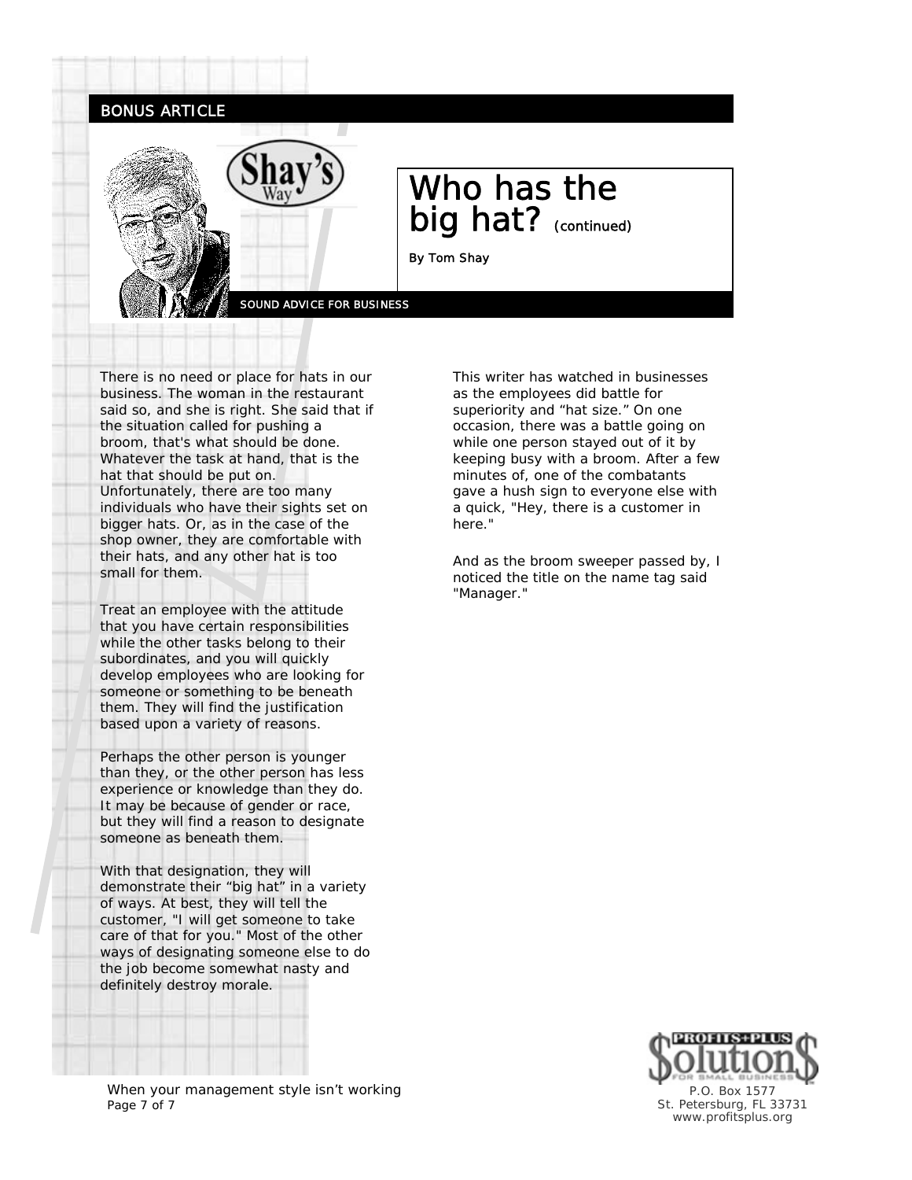BONUS ARTICLE

# Who has the big hat? (continued)

By Tom Shay

SOUND ADVICE FOR BUSINESS

There is no need or place for hats in our business. The woman in the restaurant said so, and she is right. She said that if the situation called for pushing a broom, that's what should be done. Whatever the task at hand, that is the hat that should be put on. Unfortunately, there are too many individuals who have their sights set on bigger hats. Or, as in the case of the shop owner, they are comfortable with their hats, and any other hat is too small for them.

Treat an employee with the attitude that you have certain responsibilities while the other tasks belong to their subordinates, and you will quickly develop employees who are looking for someone or something to be beneath them. They will find the justification based upon a variety of reasons.

Perhaps the other person is younger than they, or the other person has less experience or knowledge than they do. It may be because of gender or race, but they will find a reason to designate someone as beneath them.

With that designation, they will demonstrate their "big hat" in a variety of ways. At best, they will tell the customer, "I will get someone to take care of that for you." Most of the other ways of designating someone else to do the job become somewhat nasty and definitely destroy morale.

This writer has watched in businesses as the employees did battle for superiority and "hat size." On one occasion, there was a battle going on while one person stayed out of it by keeping busy with a broom. After a few minutes of, one of the combatants gave a hush sign to everyone else with a quick, "Hey, there is a customer in here."

And as the broom sweeper passed by, I noticed the title on the name tag said "Manager."

P.O. Box 1577
St. Petersburg, FL 33731
www.profitsplus.org